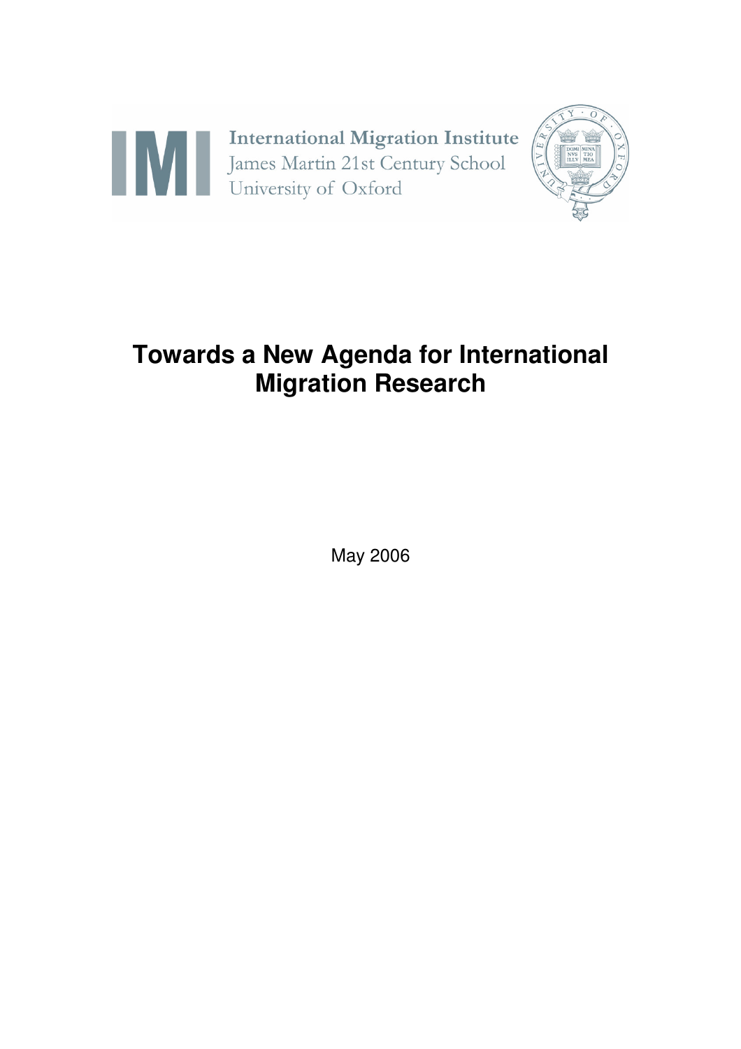International Migration Institute
James Martin 21st Century School
University of Oxford

# Towards a New Agenda for International Migration Research

May 2006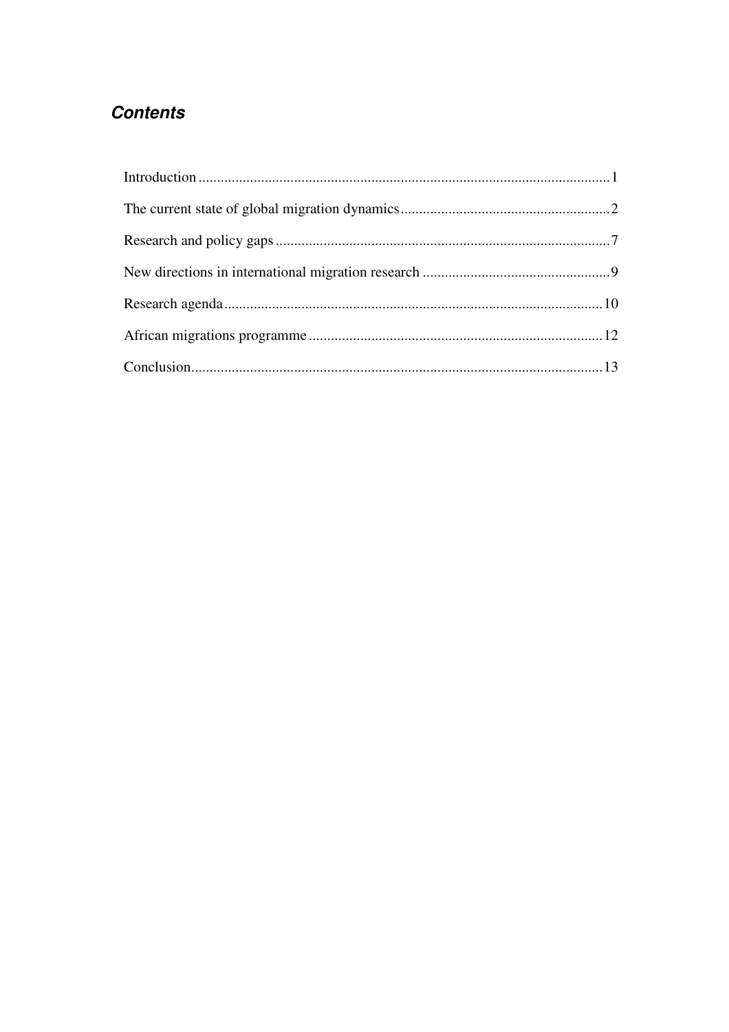## *Contents*

Introduction ................................................................................................................1

The current state of global migration dynamics.........................................................2

Research and policy gaps ..........................................................................................7

New directions in international migration research ...................................................9

Research agenda......................................................................................................10

African migrations programme ...............................................................................12

Conclusion...............................................................................................................13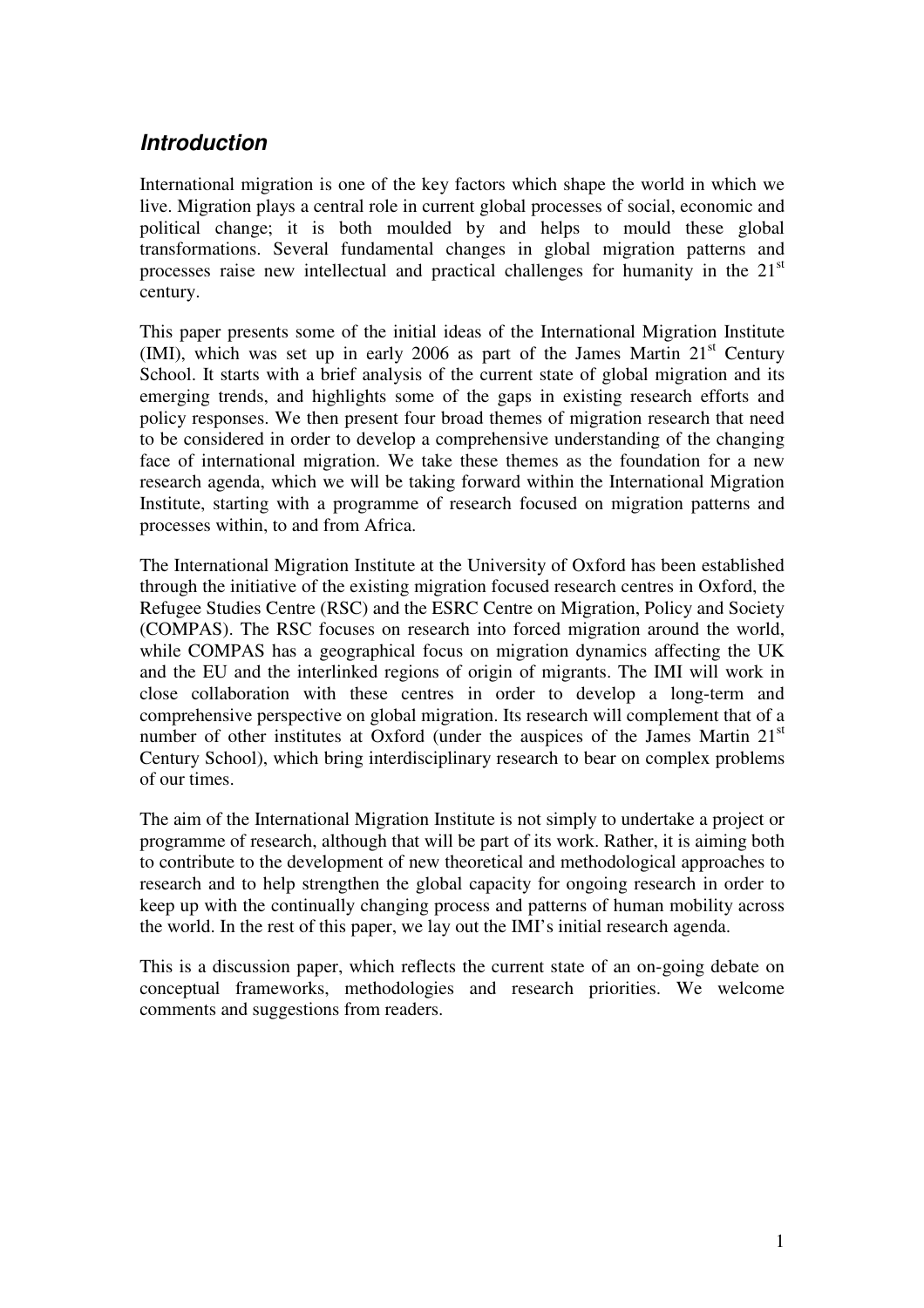## *Introduction*

International migration is one of the key factors which shape the world in which we live. Migration plays a central role in current global processes of social, economic and political change; it is both moulded by and helps to mould these global transformations. Several fundamental changes in global migration patterns and processes raise new intellectual and practical challenges for humanity in the $21^{st}$ century.

This paper presents some of the initial ideas of the International Migration Institute (IMI), which was set up in early 2006 as part of the James Martin $21^{st}$ Century School. It starts with a brief analysis of the current state of global migration and its emerging trends, and highlights some of the gaps in existing research efforts and policy responses. We then present four broad themes of migration research that need to be considered in order to develop a comprehensive understanding of the changing face of international migration. We take these themes as the foundation for a new research agenda, which we will be taking forward within the International Migration Institute, starting with a programme of research focused on migration patterns and processes within, to and from Africa.

The International Migration Institute at the University of Oxford has been established through the initiative of the existing migration focused research centres in Oxford, the Refugee Studies Centre (RSC) and the ESRC Centre on Migration, Policy and Society (COMPAS). The RSC focuses on research into forced migration around the world, while COMPAS has a geographical focus on migration dynamics affecting the UK and the EU and the interlinked regions of origin of migrants. The IMI will work in close collaboration with these centres in order to develop a long-term and comprehensive perspective on global migration. Its research will complement that of a number of other institutes at Oxford (under the auspices of the James Martin $21^{st}$ Century School), which bring interdisciplinary research to bear on complex problems of our times.

The aim of the International Migration Institute is not simply to undertake a project or programme of research, although that will be part of its work. Rather, it is aiming both to contribute to the development of new theoretical and methodological approaches to research and to help strengthen the global capacity for ongoing research in order to keep up with the continually changing process and patterns of human mobility across the world. In the rest of this paper, we lay out the IMI's initial research agenda.

This is a discussion paper, which reflects the current state of an on-going debate on conceptual frameworks, methodologies and research priorities. We welcome comments and suggestions from readers.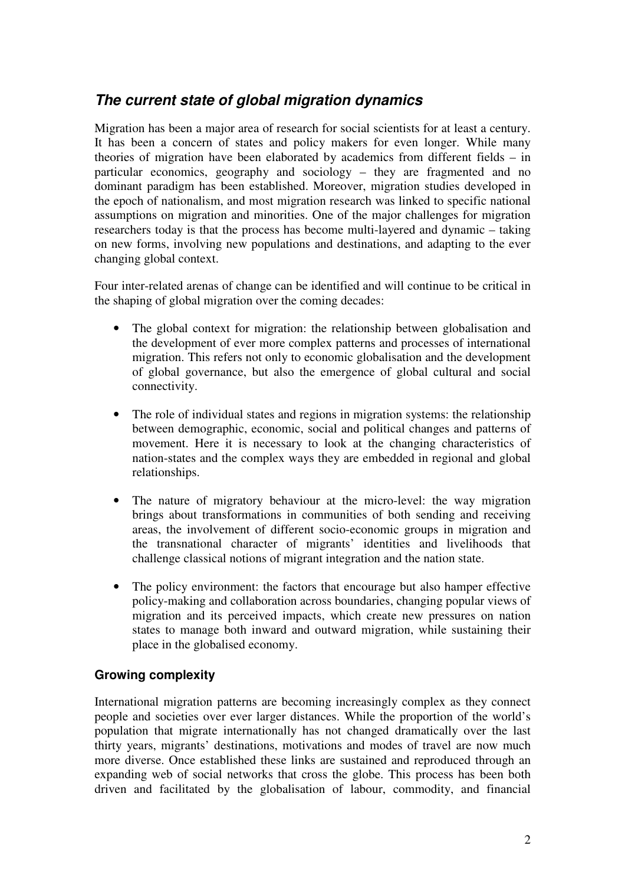## *The current state of global migration dynamics*

Migration has been a major area of research for social scientists for at least a century. It has been a concern of states and policy makers for even longer. While many theories of migration have been elaborated by academics from different fields – in particular economics, geography and sociology – they are fragmented and no dominant paradigm has been established. Moreover, migration studies developed in the epoch of nationalism, and most migration research was linked to specific national assumptions on migration and minorities. One of the major challenges for migration researchers today is that the process has become multi-layered and dynamic – taking on new forms, involving new populations and destinations, and adapting to the ever changing global context.

Four inter-related arenas of change can be identified and will continue to be critical in the shaping of global migration over the coming decades:

- The global context for migration: the relationship between globalisation and the development of ever more complex patterns and processes of international migration. This refers not only to economic globalisation and the development of global governance, but also the emergence of global cultural and social connectivity.

- The role of individual states and regions in migration systems: the relationship between demographic, economic, social and political changes and patterns of movement. Here it is necessary to look at the changing characteristics of nation-states and the complex ways they are embedded in regional and global relationships.

- The nature of migratory behaviour at the micro-level: the way migration brings about transformations in communities of both sending and receiving areas, the involvement of different socio-economic groups in migration and the transnational character of migrants' identities and livelihoods that challenge classical notions of migrant integration and the nation state.

- The policy environment: the factors that encourage but also hamper effective policy-making and collaboration across boundaries, changing popular views of migration and its perceived impacts, which create new pressures on nation states to manage both inward and outward migration, while sustaining their place in the globalised economy.

### Growing complexity

International migration patterns are becoming increasingly complex as they connect people and societies over ever larger distances. While the proportion of the world's population that migrate internationally has not changed dramatically over the last thirty years, migrants' destinations, motivations and modes of travel are now much more diverse. Once established these links are sustained and reproduced through an expanding web of social networks that cross the globe. This process has been both driven and facilitated by the globalisation of labour, commodity, and financial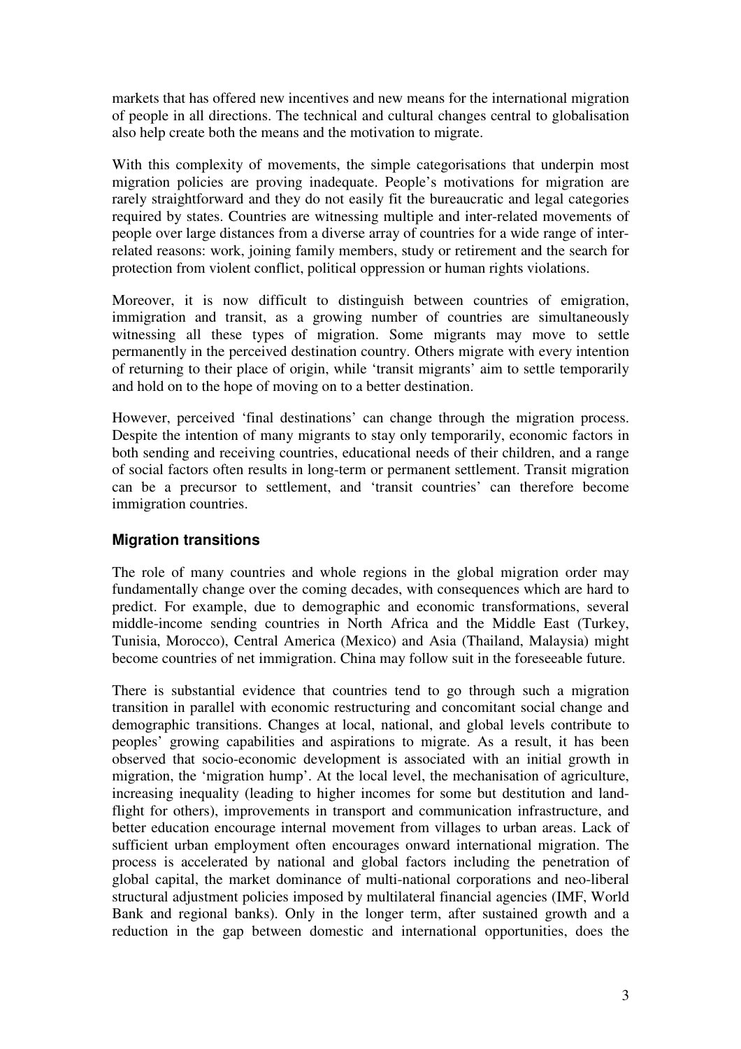markets that has offered new incentives and new means for the international migration of people in all directions. The technical and cultural changes central to globalisation also help create both the means and the motivation to migrate.

With this complexity of movements, the simple categorisations that underpin most migration policies are proving inadequate. People's motivations for migration are rarely straightforward and they do not easily fit the bureaucratic and legal categories required by states. Countries are witnessing multiple and inter-related movements of people over large distances from a diverse array of countries for a wide range of inter-related reasons: work, joining family members, study or retirement and the search for protection from violent conflict, political oppression or human rights violations.

Moreover, it is now difficult to distinguish between countries of emigration, immigration and transit, as a growing number of countries are simultaneously witnessing all these types of migration. Some migrants may move to settle permanently in the perceived destination country. Others migrate with every intention of returning to their place of origin, while 'transit migrants' aim to settle temporarily and hold on to the hope of moving on to a better destination.

However, perceived 'final destinations' can change through the migration process. Despite the intention of many migrants to stay only temporarily, economic factors in both sending and receiving countries, educational needs of their children, and a range of social factors often results in long-term or permanent settlement. Transit migration can be a precursor to settlement, and 'transit countries' can therefore become immigration countries.

## Migration transitions

The role of many countries and whole regions in the global migration order may fundamentally change over the coming decades, with consequences which are hard to predict. For example, due to demographic and economic transformations, several middle-income sending countries in North Africa and the Middle East (Turkey, Tunisia, Morocco), Central America (Mexico) and Asia (Thailand, Malaysia) might become countries of net immigration. China may follow suit in the foreseeable future.

There is substantial evidence that countries tend to go through such a migration transition in parallel with economic restructuring and concomitant social change and demographic transitions. Changes at local, national, and global levels contribute to peoples' growing capabilities and aspirations to migrate. As a result, it has been observed that socio-economic development is associated with an initial growth in migration, the 'migration hump'. At the local level, the mechanisation of agriculture, increasing inequality (leading to higher incomes for some but destitution and land-flight for others), improvements in transport and communication infrastructure, and better education encourage internal movement from villages to urban areas. Lack of sufficient urban employment often encourages onward international migration. The process is accelerated by national and global factors including the penetration of global capital, the market dominance of multi-national corporations and neo-liberal structural adjustment policies imposed by multilateral financial agencies (IMF, World Bank and regional banks). Only in the longer term, after sustained growth and a reduction in the gap between domestic and international opportunities, does the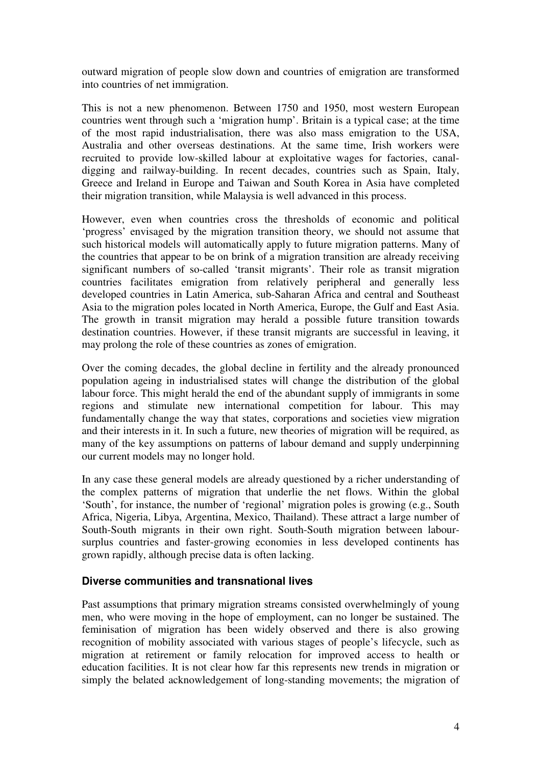outward migration of people slow down and countries of emigration are transformed into countries of net immigration.

This is not a new phenomenon. Between 1750 and 1950, most western European countries went through such a 'migration hump'. Britain is a typical case; at the time of the most rapid industrialisation, there was also mass emigration to the USA, Australia and other overseas destinations. At the same time, Irish workers were recruited to provide low-skilled labour at exploitative wages for factories, canal-digging and railway-building. In recent decades, countries such as Spain, Italy, Greece and Ireland in Europe and Taiwan and South Korea in Asia have completed their migration transition, while Malaysia is well advanced in this process.

However, even when countries cross the thresholds of economic and political 'progress' envisaged by the migration transition theory, we should not assume that such historical models will automatically apply to future migration patterns. Many of the countries that appear to be on brink of a migration transition are already receiving significant numbers of so-called 'transit migrants'. Their role as transit migration countries facilitates emigration from relatively peripheral and generally less developed countries in Latin America, sub-Saharan Africa and central and Southeast Asia to the migration poles located in North America, Europe, the Gulf and East Asia. The growth in transit migration may herald a possible future transition towards destination countries. However, if these transit migrants are successful in leaving, it may prolong the role of these countries as zones of emigration.

Over the coming decades, the global decline in fertility and the already pronounced population ageing in industrialised states will change the distribution of the global labour force. This might herald the end of the abundant supply of immigrants in some regions and stimulate new international competition for labour. This may fundamentally change the way that states, corporations and societies view migration and their interests in it. In such a future, new theories of migration will be required, as many of the key assumptions on patterns of labour demand and supply underpinning our current models may no longer hold.

In any case these general models are already questioned by a richer understanding of the complex patterns of migration that underlie the net flows. Within the global 'South', for instance, the number of 'regional' migration poles is growing (e.g., South Africa, Nigeria, Libya, Argentina, Mexico, Thailand). These attract a large number of South-South migrants in their own right. South-South migration between labour-surplus countries and faster-growing economies in less developed continents has grown rapidly, although precise data is often lacking.

## Diverse communities and transnational lives

Past assumptions that primary migration streams consisted overwhelmingly of young men, who were moving in the hope of employment, can no longer be sustained. The feminisation of migration has been widely observed and there is also growing recognition of mobility associated with various stages of people's lifecycle, such as migration at retirement or family relocation for improved access to health or education facilities. It is not clear how far this represents new trends in migration or simply the belated acknowledgement of long-standing movements; the migration of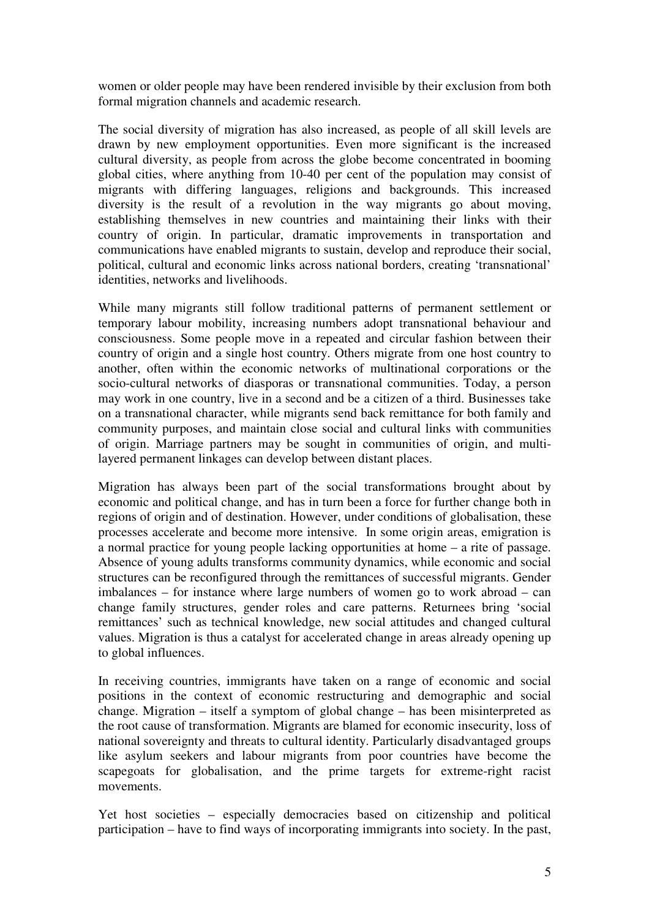women or older people may have been rendered invisible by their exclusion from both formal migration channels and academic research.

The social diversity of migration has also increased, as people of all skill levels are drawn by new employment opportunities. Even more significant is the increased cultural diversity, as people from across the globe become concentrated in booming global cities, where anything from 10-40 per cent of the population may consist of migrants with differing languages, religions and backgrounds. This increased diversity is the result of a revolution in the way migrants go about moving, establishing themselves in new countries and maintaining their links with their country of origin. In particular, dramatic improvements in transportation and communications have enabled migrants to sustain, develop and reproduce their social, political, cultural and economic links across national borders, creating 'transnational' identities, networks and livelihoods.

While many migrants still follow traditional patterns of permanent settlement or temporary labour mobility, increasing numbers adopt transnational behaviour and consciousness. Some people move in a repeated and circular fashion between their country of origin and a single host country. Others migrate from one host country to another, often within the economic networks of multinational corporations or the socio-cultural networks of diasporas or transnational communities. Today, a person may work in one country, live in a second and be a citizen of a third. Businesses take on a transnational character, while migrants send back remittance for both family and community purposes, and maintain close social and cultural links with communities of origin. Marriage partners may be sought in communities of origin, and multi-layered permanent linkages can develop between distant places.

Migration has always been part of the social transformations brought about by economic and political change, and has in turn been a force for further change both in regions of origin and of destination. However, under conditions of globalisation, these processes accelerate and become more intensive. In some origin areas, emigration is a normal practice for young people lacking opportunities at home – a rite of passage. Absence of young adults transforms community dynamics, while economic and social structures can be reconfigured through the remittances of successful migrants. Gender imbalances – for instance where large numbers of women go to work abroad – can change family structures, gender roles and care patterns. Returnees bring 'social remittances' such as technical knowledge, new social attitudes and changed cultural values. Migration is thus a catalyst for accelerated change in areas already opening up to global influences.

In receiving countries, immigrants have taken on a range of economic and social positions in the context of economic restructuring and demographic and social change. Migration – itself a symptom of global change – has been misinterpreted as the root cause of transformation. Migrants are blamed for economic insecurity, loss of national sovereignty and threats to cultural identity. Particularly disadvantaged groups like asylum seekers and labour migrants from poor countries have become the scapegoats for globalisation, and the prime targets for extreme-right racist movements.

Yet host societies – especially democracies based on citizenship and political participation – have to find ways of incorporating immigrants into society. In the past,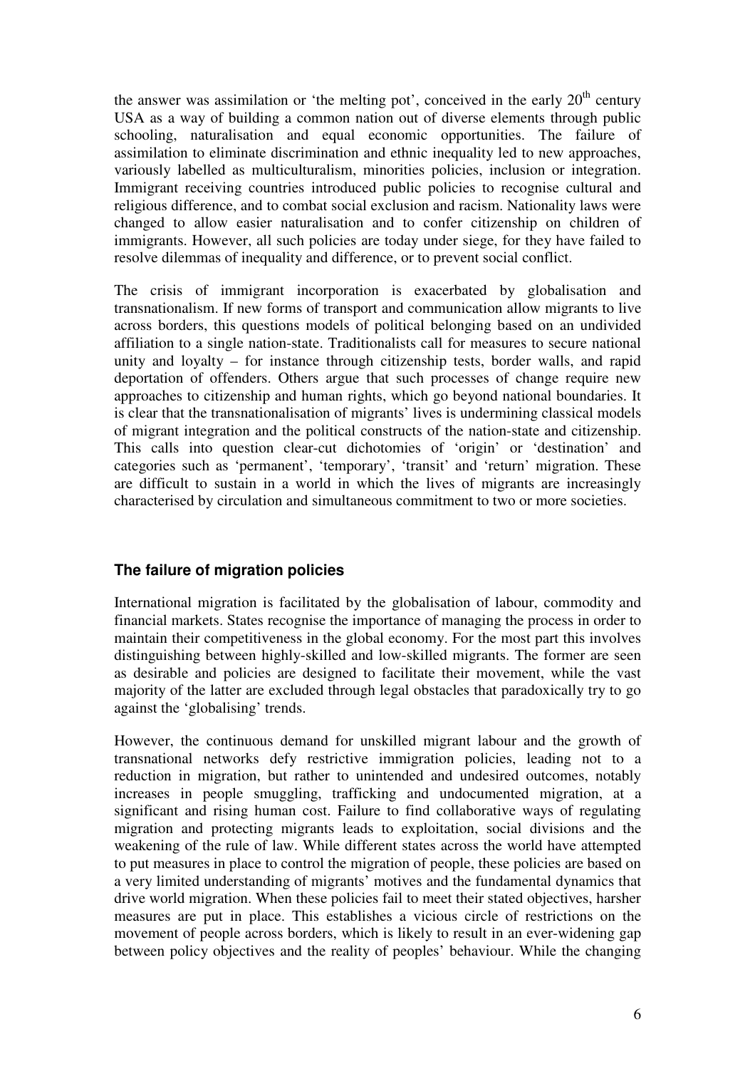the answer was assimilation or 'the melting pot', conceived in the early 20th century USA as a way of building a common nation out of diverse elements through public schooling, naturalisation and equal economic opportunities. The failure of assimilation to eliminate discrimination and ethnic inequality led to new approaches, variously labelled as multiculturalism, minorities policies, inclusion or integration. Immigrant receiving countries introduced public policies to recognise cultural and religious difference, and to combat social exclusion and racism. Nationality laws were changed to allow easier naturalisation and to confer citizenship on children of immigrants. However, all such policies are today under siege, for they have failed to resolve dilemmas of inequality and difference, or to prevent social conflict.

The crisis of immigrant incorporation is exacerbated by globalisation and transnationalism. If new forms of transport and communication allow migrants to live across borders, this questions models of political belonging based on an undivided affiliation to a single nation-state. Traditionalists call for measures to secure national unity and loyalty – for instance through citizenship tests, border walls, and rapid deportation of offenders. Others argue that such processes of change require new approaches to citizenship and human rights, which go beyond national boundaries. It is clear that the transnationalisation of migrants' lives is undermining classical models of migrant integration and the political constructs of the nation-state and citizenship. This calls into question clear-cut dichotomies of 'origin' or 'destination' and categories such as 'permanent', 'temporary', 'transit' and 'return' migration. These are difficult to sustain in a world in which the lives of migrants are increasingly characterised by circulation and simultaneous commitment to two or more societies.

### The failure of migration policies

International migration is facilitated by the globalisation of labour, commodity and financial markets. States recognise the importance of managing the process in order to maintain their competitiveness in the global economy. For the most part this involves distinguishing between highly-skilled and low-skilled migrants. The former are seen as desirable and policies are designed to facilitate their movement, while the vast majority of the latter are excluded through legal obstacles that paradoxically try to go against the 'globalising' trends.

However, the continuous demand for unskilled migrant labour and the growth of transnational networks defy restrictive immigration policies, leading not to a reduction in migration, but rather to unintended and undesired outcomes, notably increases in people smuggling, trafficking and undocumented migration, at a significant and rising human cost. Failure to find collaborative ways of regulating migration and protecting migrants leads to exploitation, social divisions and the weakening of the rule of law. While different states across the world have attempted to put measures in place to control the migration of people, these policies are based on a very limited understanding of migrants' motives and the fundamental dynamics that drive world migration. When these policies fail to meet their stated objectives, harsher measures are put in place. This establishes a vicious circle of restrictions on the movement of people across borders, which is likely to result in an ever-widening gap between policy objectives and the reality of peoples' behaviour. While the changing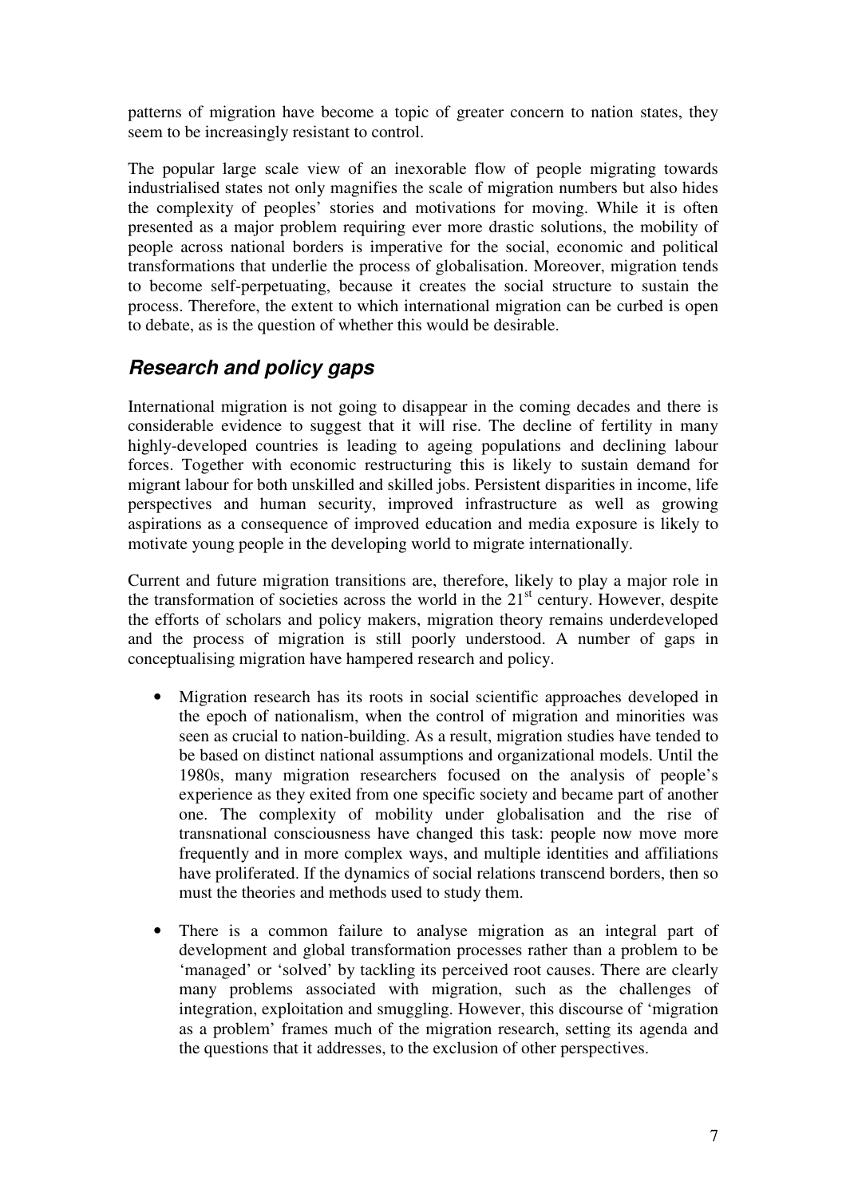patterns of migration have become a topic of greater concern to nation states, they seem to be increasingly resistant to control.

The popular large scale view of an inexorable flow of people migrating towards industrialised states not only magnifies the scale of migration numbers but also hides the complexity of peoples' stories and motivations for moving. While it is often presented as a major problem requiring ever more drastic solutions, the mobility of people across national borders is imperative for the social, economic and political transformations that underlie the process of globalisation. Moreover, migration tends to become self-perpetuating, because it creates the social structure to sustain the process. Therefore, the extent to which international migration can be curbed is open to debate, as is the question of whether this would be desirable.

## *Research and policy gaps*

International migration is not going to disappear in the coming decades and there is considerable evidence to suggest that it will rise. The decline of fertility in many highly-developed countries is leading to ageing populations and declining labour forces. Together with economic restructuring this is likely to sustain demand for migrant labour for both unskilled and skilled jobs. Persistent disparities in income, life perspectives and human security, improved infrastructure as well as growing aspirations as a consequence of improved education and media exposure is likely to motivate young people in the developing world to migrate internationally.

Current and future migration transitions are, therefore, likely to play a major role in the transformation of societies across the world in the 21st century. However, despite the efforts of scholars and policy makers, migration theory remains underdeveloped and the process of migration is still poorly understood. A number of gaps in conceptualising migration have hampered research and policy.

- Migration research has its roots in social scientific approaches developed in the epoch of nationalism, when the control of migration and minorities was seen as crucial to nation-building. As a result, migration studies have tended to be based on distinct national assumptions and organizational models. Until the 1980s, many migration researchers focused on the analysis of people's experience as they exited from one specific society and became part of another one. The complexity of mobility under globalisation and the rise of transnational consciousness have changed this task: people now move more frequently and in more complex ways, and multiple identities and affiliations have proliferated. If the dynamics of social relations transcend borders, then so must the theories and methods used to study them.

- There is a common failure to analyse migration as an integral part of development and global transformation processes rather than a problem to be 'managed' or 'solved' by tackling its perceived root causes. There are clearly many problems associated with migration, such as the challenges of integration, exploitation and smuggling. However, this discourse of 'migration as a problem' frames much of the migration research, setting its agenda and the questions that it addresses, to the exclusion of other perspectives.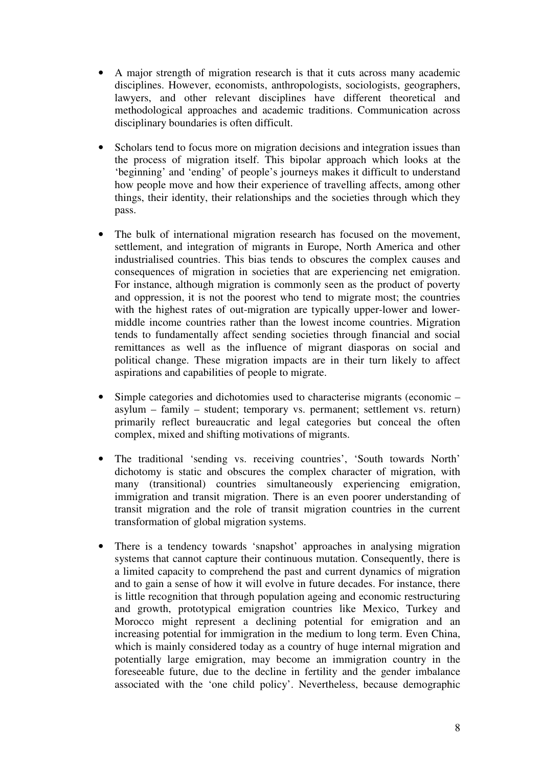- A major strength of migration research is that it cuts across many academic disciplines. However, economists, anthropologists, sociologists, geographers, lawyers, and other relevant disciplines have different theoretical and methodological approaches and academic traditions. Communication across disciplinary boundaries is often difficult.

- Scholars tend to focus more on migration decisions and integration issues than the process of migration itself. This bipolar approach which looks at the 'beginning' and 'ending' of people's journeys makes it difficult to understand how people move and how their experience of travelling affects, among other things, their identity, their relationships and the societies through which they pass.

- The bulk of international migration research has focused on the movement, settlement, and integration of migrants in Europe, North America and other industrialised countries. This bias tends to obscures the complex causes and consequences of migration in societies that are experiencing net emigration. For instance, although migration is commonly seen as the product of poverty and oppression, it is not the poorest who tend to migrate most; the countries with the highest rates of out-migration are typically upper-lower and lower-middle income countries rather than the lowest income countries. Migration tends to fundamentally affect sending societies through financial and social remittances as well as the influence of migrant diasporas on social and political change. These migration impacts are in their turn likely to affect aspirations and capabilities of people to migrate.

- Simple categories and dichotomies used to characterise migrants (economic – asylum – family – student; temporary vs. permanent; settlement vs. return) primarily reflect bureaucratic and legal categories but conceal the often complex, mixed and shifting motivations of migrants.

- The traditional 'sending vs. receiving countries', 'South towards North' dichotomy is static and obscures the complex character of migration, with many (transitional) countries simultaneously experiencing emigration, immigration and transit migration. There is an even poorer understanding of transit migration and the role of transit migration countries in the current transformation of global migration systems.

- There is a tendency towards 'snapshot' approaches in analysing migration systems that cannot capture their continuous mutation. Consequently, there is a limited capacity to comprehend the past and current dynamics of migration and to gain a sense of how it will evolve in future decades. For instance, there is little recognition that through population ageing and economic restructuring and growth, prototypical emigration countries like Mexico, Turkey and Morocco might represent a declining potential for emigration and an increasing potential for immigration in the medium to long term. Even China, which is mainly considered today as a country of huge internal migration and potentially large emigration, may become an immigration country in the foreseeable future, due to the decline in fertility and the gender imbalance associated with the 'one child policy'. Nevertheless, because demographic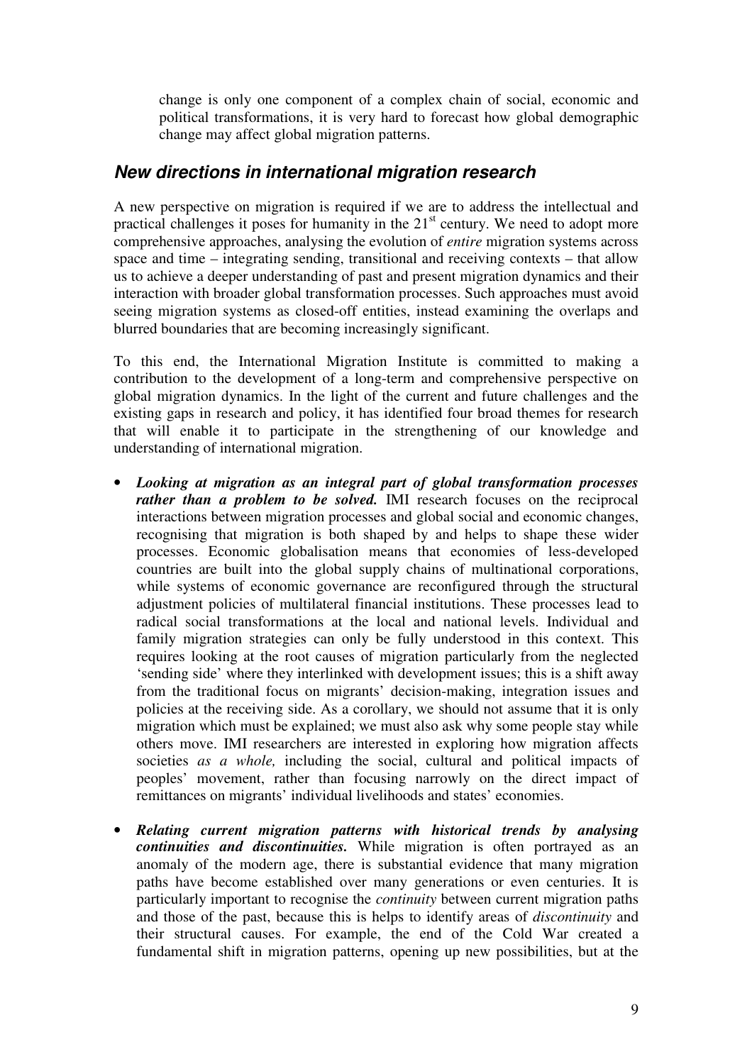change is only one component of a complex chain of social, economic and political transformations, it is very hard to forecast how global demographic change may affect global migration patterns.

## New directions in international migration research

A new perspective on migration is required if we are to address the intellectual and practical challenges it poses for humanity in the 21st century. We need to adopt more comprehensive approaches, analysing the evolution of *entire* migration systems across space and time – integrating sending, transitional and receiving contexts – that allow us to achieve a deeper understanding of past and present migration dynamics and their interaction with broader global transformation processes. Such approaches must avoid seeing migration systems as closed-off entities, instead examining the overlaps and blurred boundaries that are becoming increasingly significant.

To this end, the International Migration Institute is committed to making a contribution to the development of a long-term and comprehensive perspective on global migration dynamics. In the light of the current and future challenges and the existing gaps in research and policy, it has identified four broad themes for research that will enable it to participate in the strengthening of our knowledge and understanding of international migration.

- ***Looking at migration as an integral part of global transformation processes rather than a problem to be solved.*** IMI research focuses on the reciprocal interactions between migration processes and global social and economic changes, recognising that migration is both shaped by and helps to shape these wider processes. Economic globalisation means that economies of less-developed countries are built into the global supply chains of multinational corporations, while systems of economic governance are reconfigured through the structural adjustment policies of multilateral financial institutions. These processes lead to radical social transformations at the local and national levels. Individual and family migration strategies can only be fully understood in this context. This requires looking at the root causes of migration particularly from the neglected 'sending side' where they interlinked with development issues; this is a shift away from the traditional focus on migrants' decision-making, integration issues and policies at the receiving side. As a corollary, we should not assume that it is only migration which must be explained; we must also ask why some people stay while others move. IMI researchers are interested in exploring how migration affects societies *as a whole,* including the social, cultural and political impacts of peoples' movement, rather than focusing narrowly on the direct impact of remittances on migrants' individual livelihoods and states' economies.
- ***Relating current migration patterns with historical trends by analysing continuities and discontinuities.*** While migration is often portrayed as an anomaly of the modern age, there is substantial evidence that many migration paths have become established over many generations or even centuries. It is particularly important to recognise the *continuity* between current migration paths and those of the past, because this is helps to identify areas of *discontinuity* and their structural causes. For example, the end of the Cold War created a fundamental shift in migration patterns, opening up new possibilities, but at the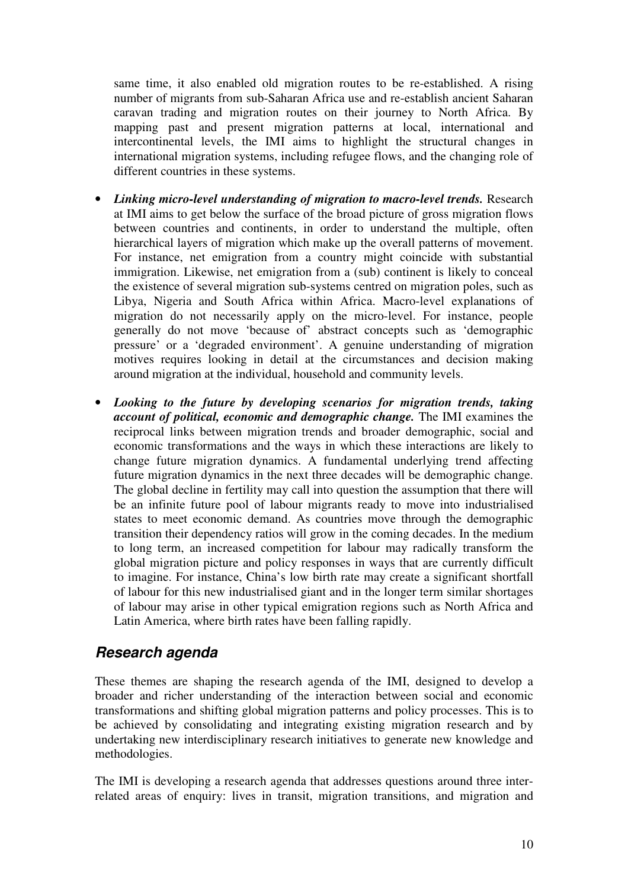same time, it also enabled old migration routes to be re-established. A rising number of migrants from sub-Saharan Africa use and re-establish ancient Saharan caravan trading and migration routes on their journey to North Africa. By mapping past and present migration patterns at local, international and intercontinental levels, the IMI aims to highlight the structural changes in international migration systems, including refugee flows, and the changing role of different countries in these systems.

- ***Linking micro-level understanding of migration to macro-level trends.*** Research at IMI aims to get below the surface of the broad picture of gross migration flows between countries and continents, in order to understand the multiple, often hierarchical layers of migration which make up the overall patterns of movement. For instance, net emigration from a country might coincide with substantial immigration. Likewise, net emigration from a (sub) continent is likely to conceal the existence of several migration sub-systems centred on migration poles, such as Libya, Nigeria and South Africa within Africa. Macro-level explanations of migration do not necessarily apply on the micro-level. For instance, people generally do not move 'because of' abstract concepts such as 'demographic pressure' or a 'degraded environment'. A genuine understanding of migration motives requires looking in detail at the circumstances and decision making around migration at the individual, household and community levels.

- ***Looking to the future by developing scenarios for migration trends, taking account of political, economic and demographic change.*** The IMI examines the reciprocal links between migration trends and broader demographic, social and economic transformations and the ways in which these interactions are likely to change future migration dynamics. A fundamental underlying trend affecting future migration dynamics in the next three decades will be demographic change. The global decline in fertility may call into question the assumption that there will be an infinite future pool of labour migrants ready to move into industrialised states to meet economic demand. As countries move through the demographic transition their dependency ratios will grow in the coming decades. In the medium to long term, an increased competition for labour may radically transform the global migration picture and policy responses in ways that are currently difficult to imagine. For instance, China's low birth rate may create a significant shortfall of labour for this new industrialised giant and in the longer term similar shortages of labour may arise in other typical emigration regions such as North Africa and Latin America, where birth rates have been falling rapidly.

## *Research agenda*

These themes are shaping the research agenda of the IMI, designed to develop a broader and richer understanding of the interaction between social and economic transformations and shifting global migration patterns and policy processes. This is to be achieved by consolidating and integrating existing migration research and by undertaking new interdisciplinary research initiatives to generate new knowledge and methodologies.

The IMI is developing a research agenda that addresses questions around three inter-related areas of enquiry: lives in transit, migration transitions, and migration and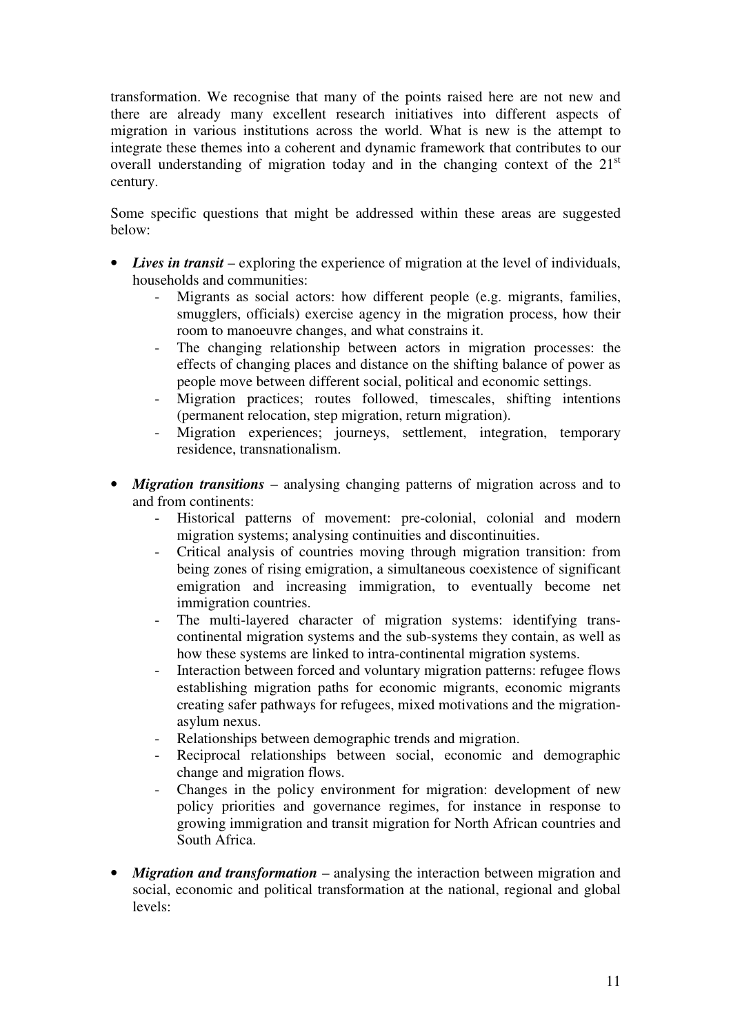transformation. We recognise that many of the points raised here are not new and there are already many excellent research initiatives into different aspects of migration in various institutions across the world. What is new is the attempt to integrate these themes into a coherent and dynamic framework that contributes to our overall understanding of migration today and in the changing context of the 21st century.

Some specific questions that might be addressed within these areas are suggested below:

- ***Lives in transit*** – exploring the experience of migration at the level of individuals, households and communities:
    - Migrants as social actors: how different people (e.g. migrants, families, smugglers, officials) exercise agency in the migration process, how their room to manoeuvre changes, and what constrains it.
    - The changing relationship between actors in migration processes: the effects of changing places and distance on the shifting balance of power as people move between different social, political and economic settings.
    - Migration practices; routes followed, timescales, shifting intentions (permanent relocation, step migration, return migration).
    - Migration experiences; journeys, settlement, integration, temporary residence, transnationalism.

- ***Migration transitions*** – analysing changing patterns of migration across and to and from continents:
    - Historical patterns of movement: pre-colonial, colonial and modern migration systems; analysing continuities and discontinuities.
    - Critical analysis of countries moving through migration transition: from being zones of rising emigration, a simultaneous coexistence of significant emigration and increasing immigration, to eventually become net immigration countries.
    - The multi-layered character of migration systems: identifying trans-continental migration systems and the sub-systems they contain, as well as how these systems are linked to intra-continental migration systems.
    - Interaction between forced and voluntary migration patterns: refugee flows establishing migration paths for economic migrants, economic migrants creating safer pathways for refugees, mixed motivations and the migration-asylum nexus.
    - Relationships between demographic trends and migration.
    - Reciprocal relationships between social, economic and demographic change and migration flows.
    - Changes in the policy environment for migration: development of new policy priorities and governance regimes, for instance in response to growing immigration and transit migration for North African countries and South Africa.

- ***Migration and transformation*** – analysing the interaction between migration and social, economic and political transformation at the national, regional and global levels: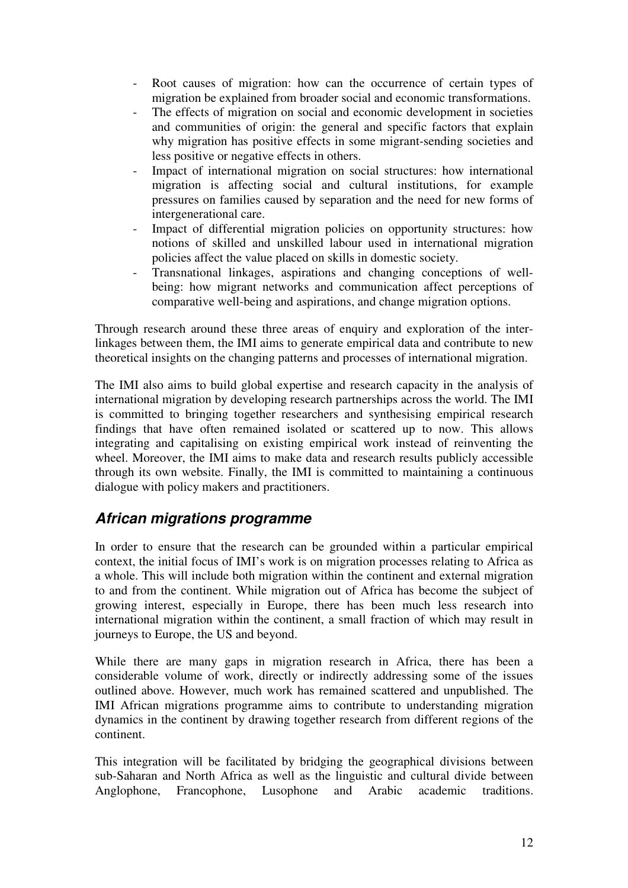- Root causes of migration: how can the occurrence of certain types of migration be explained from broader social and economic transformations.
- The effects of migration on social and economic development in societies and communities of origin: the general and specific factors that explain why migration has positive effects in some migrant-sending societies and less positive or negative effects in others.
- Impact of international migration on social structures: how international migration is affecting social and cultural institutions, for example pressures on families caused by separation and the need for new forms of intergenerational care.
- Impact of differential migration policies on opportunity structures: how notions of skilled and unskilled labour used in international migration policies affect the value placed on skills in domestic society.
- Transnational linkages, aspirations and changing conceptions of well-being: how migrant networks and communication affect perceptions of comparative well-being and aspirations, and change migration options.

Through research around these three areas of enquiry and exploration of the inter-linkages between them, the IMI aims to generate empirical data and contribute to new theoretical insights on the changing patterns and processes of international migration.

The IMI also aims to build global expertise and research capacity in the analysis of international migration by developing research partnerships across the world. The IMI is committed to bringing together researchers and synthesising empirical research findings that have often remained isolated or scattered up to now. This allows integrating and capitalising on existing empirical work instead of reinventing the wheel. Moreover, the IMI aims to make data and research results publicly accessible through its own website. Finally, the IMI is committed to maintaining a continuous dialogue with policy makers and practitioners.

## *African migrations programme*

In order to ensure that the research can be grounded within a particular empirical context, the initial focus of IMI's work is on migration processes relating to Africa as a whole. This will include both migration within the continent and external migration to and from the continent. While migration out of Africa has become the subject of growing interest, especially in Europe, there has been much less research into international migration within the continent, a small fraction of which may result in journeys to Europe, the US and beyond.

While there are many gaps in migration research in Africa, there has been a considerable volume of work, directly or indirectly addressing some of the issues outlined above. However, much work has remained scattered and unpublished. The IMI African migrations programme aims to contribute to understanding migration dynamics in the continent by drawing together research from different regions of the continent.

This integration will be facilitated by bridging the geographical divisions between sub-Saharan and North Africa as well as the linguistic and cultural divide between Anglophone, Francophone, Lusophone and Arabic academic traditions.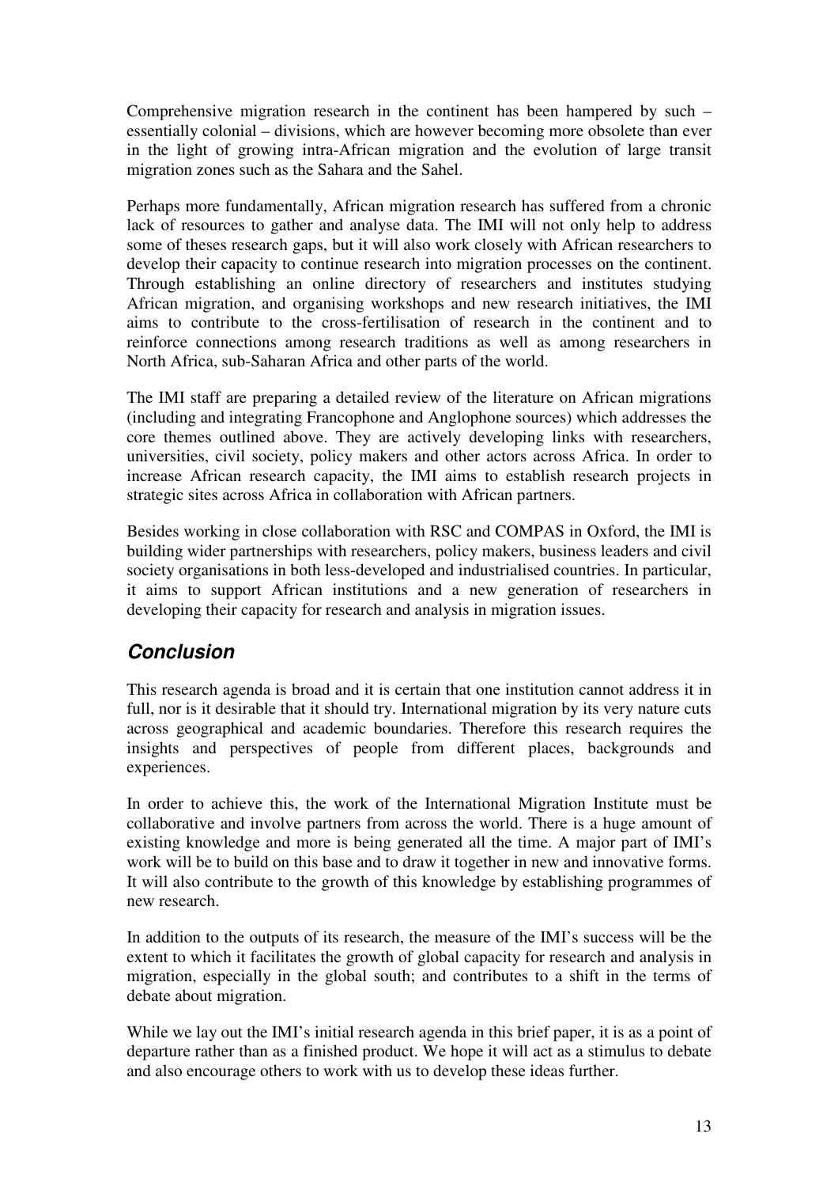Comprehensive migration research in the continent has been hampered by such – essentially colonial – divisions, which are however becoming more obsolete than ever in the light of growing intra-African migration and the evolution of large transit migration zones such as the Sahara and the Sahel.

Perhaps more fundamentally, African migration research has suffered from a chronic lack of resources to gather and analyse data. The IMI will not only help to address some of theses research gaps, but it will also work closely with African researchers to develop their capacity to continue research into migration processes on the continent. Through establishing an online directory of researchers and institutes studying African migration, and organising workshops and new research initiatives, the IMI aims to contribute to the cross-fertilisation of research in the continent and to reinforce connections among research traditions as well as among researchers in North Africa, sub-Saharan Africa and other parts of the world.

The IMI staff are preparing a detailed review of the literature on African migrations (including and integrating Francophone and Anglophone sources) which addresses the core themes outlined above. They are actively developing links with researchers, universities, civil society, policy makers and other actors across Africa. In order to increase African research capacity, the IMI aims to establish research projects in strategic sites across Africa in collaboration with African partners.

Besides working in close collaboration with RSC and COMPAS in Oxford, the IMI is building wider partnerships with researchers, policy makers, business leaders and civil society organisations in both less-developed and industrialised countries. In particular, it aims to support African institutions and a new generation of researchers in developing their capacity for research and analysis in migration issues.

## *Conclusion*

This research agenda is broad and it is certain that one institution cannot address it in full, nor is it desirable that it should try. International migration by its very nature cuts across geographical and academic boundaries. Therefore this research requires the insights and perspectives of people from different places, backgrounds and experiences.

In order to achieve this, the work of the International Migration Institute must be collaborative and involve partners from across the world. There is a huge amount of existing knowledge and more is being generated all the time. A major part of IMI's work will be to build on this base and to draw it together in new and innovative forms. It will also contribute to the growth of this knowledge by establishing programmes of new research.

In addition to the outputs of its research, the measure of the IMI's success will be the extent to which it facilitates the growth of global capacity for research and analysis in migration, especially in the global south; and contributes to a shift in the terms of debate about migration.

While we lay out the IMI's initial research agenda in this brief paper, it is as a point of departure rather than as a finished product. We hope it will act as a stimulus to debate and also encourage others to work with us to develop these ideas further.